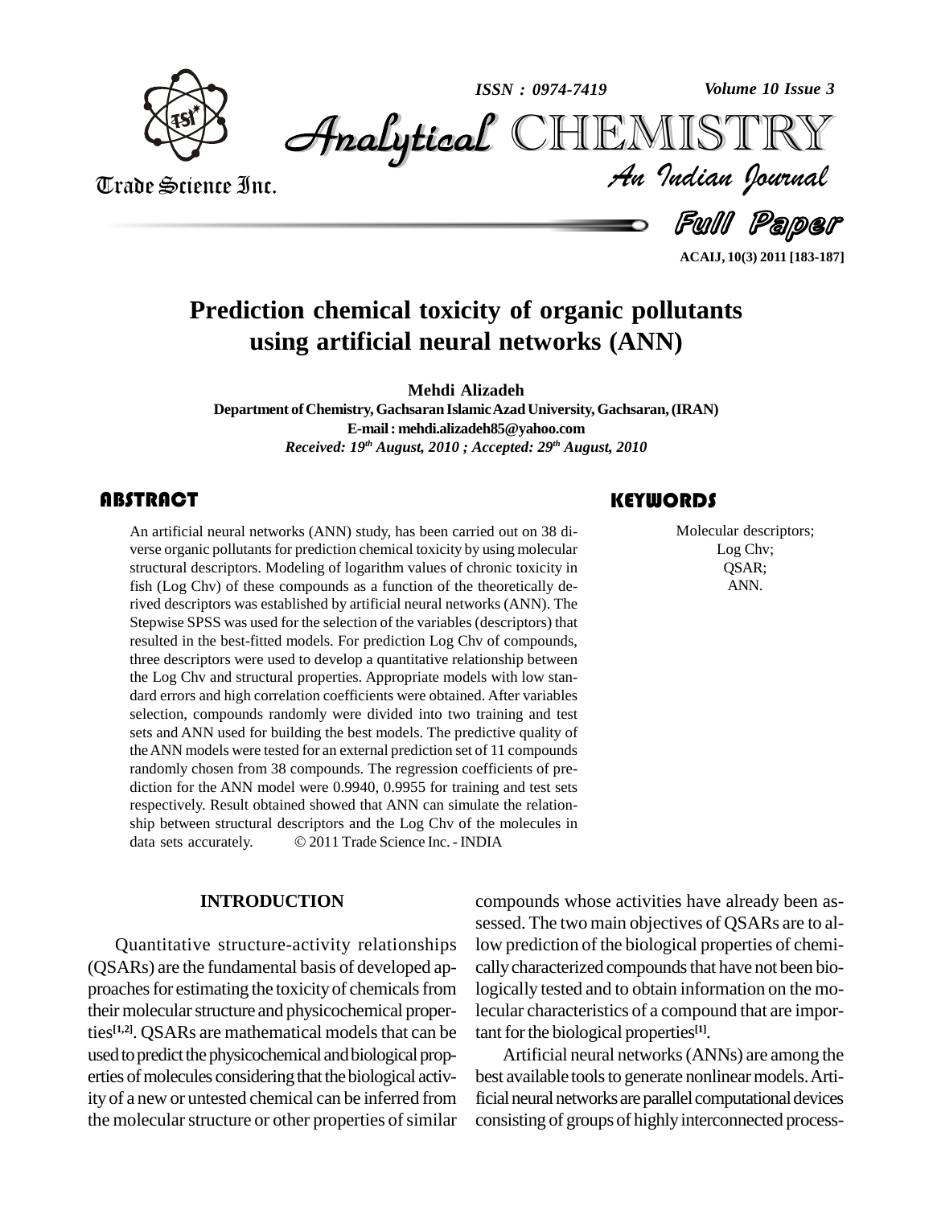# Prediction chemical toxicity of organic pollutants using artificial neural networks (ANN)

**Mehdi Alizadeh**

**Department of Chemistry, Gachsaran Islamic Azad University, Gachsaran, (IRAN)**

**E-mail : mehdi.alizadeh85@yahoo.com**

*Received: 19th August, 2010 ; Accepted: 29th August, 2010*

## ABSTRACT

An artificial neural networks (ANN) study, has been carried out on 38 diverse organic pollutants for prediction chemical toxicity by using molecular structural descriptors. Modeling of logarithm values of chronic toxicity in fish (Log Chv) of these compounds as a function of the theoretically derived descriptors was established by artificial neural networks (ANN). The Stepwise SPSS was used for the selection of the variables (descriptors) that resulted in the best-fitted models. For prediction Log Chv of compounds, three descriptors were used to develop a quantitative relationship between the Log Chv and structural properties. Appropriate models with low standard errors and high correlation coefficients were obtained. After variables selection, compounds randomly were divided into two training and test sets and ANN used for building the best models. The predictive quality of the ANN models were tested for an external prediction set of 11 compounds randomly chosen from 38 compounds. The regression coefficients of prediction for the ANN model were 0.9940, 0.9955 for training and test sets respectively. Result obtained showed that ANN can simulate the relationship between structural descriptors and the Log Chv of the molecules in data sets accurately. © 2011 Trade Science Inc. - INDIA

## KEYWORDS

Molecular descriptors;
Log Chv;
QSAR;
ANN.

## INTRODUCTION

Quantitative structure-activity relationships (QSARs) are the fundamental basis of developed approaches for estimating the toxicity of chemicals from their molecular structure and physicochemical properties[1,2]. QSARs are mathematical models that can be used to predict the physicochemical and biological properties of molecules considering that the biological activity of a new or untested chemical can be inferred from the molecular structure or other properties of similar compounds whose activities have already been assessed. The two main objectives of QSARs are to allow prediction of the biological properties of chemically characterized compounds that have not been biologically tested and to obtain information on the molecular characteristics of a compound that are important for the biological properties[1].

Artificial neural networks (ANNs) are among the best available tools to generate nonlinear models. Artificial neural networks are parallel computational devices consisting of groups of highly interconnected process-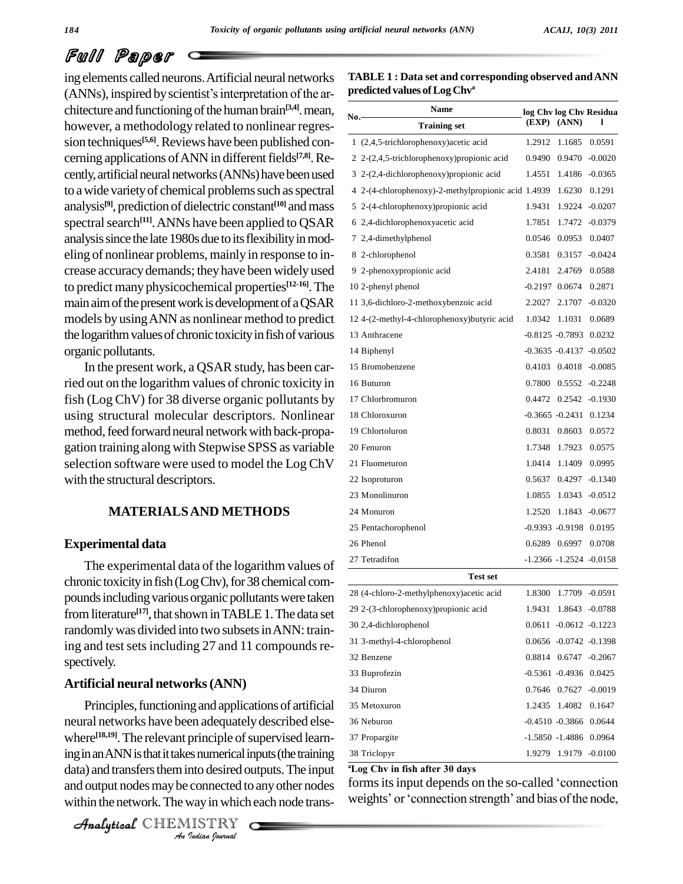ing elements called neurons. Artificial neural networks (ANNs), inspired by scientist's interpretation of the architecture and functioning of the human brain[3,4]. mean, however, a methodology related to nonlinear regression techniques[5,6]. Reviews have been published concerning applications of ANN in different fields[7,8]. Recently, artificial neural networks (ANNs) have been used to a wide variety of chemical problems such as spectral analysis[9], prediction of dielectric constant[10] and mass spectral search[11]. ANNs have been applied to QSAR analysis since the late 1980s due to its flexibility in modeling of nonlinear problems, mainly in response to increase accuracy demands; they have been widely used to predict many physicochemical properties[12-16]. The main aim of the present work is development of a QSAR models by using ANN as nonlinear method to predict the logarithm values of chronic toxicity in fish of various organic pollutants.

In the present work, a QSAR study, has been carried out on the logarithm values of chronic toxicity in fish (Log ChV) for 38 diverse organic pollutants by using structural molecular descriptors. Nonlinear method, feed forward neural network with back-propagation training along with Stepwise SPSS as variable selection software were used to model the Log ChV with the structural descriptors.

## MATERIALS AND METHODS

### Experimental data

The experimental data of the logarithm values of chronic toxicity in fish (Log Chv), for 38 chemical compounds including various organic pollutants were taken from literature[17], that shown in TABLE 1. The data set randomly was divided into two subsets in ANN: training and test sets including 27 and 11 compounds respectively.

### Artificial neural networks (ANN)

Principles, functioning and applications of artificial neural networks have been adequately described elsewhere[18,19]. The relevant principle of supervised learning in an ANN is that it takes numerical inputs (the training data) and transfers them into desired outputs. The input and output nodes may be connected to any other nodes within the network. The way in which each node transforms its input depends on the so-called 'connection weights' or 'connection strength' and bias of the node,

**TABLE 1 : Data set and corresponding observed and ANN predicted values of Log Chv[a]**

| No. | Name | log Chv (EXP) | log Chv (ANN) | Residual |
|---|---|---|---|---|
| | **Training set** | | | |
| 1 | (2,4,5-trichlorophenoxy)acetic acid | 1.2912 | 1.1685 | 0.0591 |
| 2 | 2-(2,4,5-trichlorophenoxy)propionic acid | 0.9490 | 0.9470 | -0.0020 |
| 3 | 2-(2,4-dichlorophenoxy)propionic acid | 1.4551 | 1.4186 | -0.0365 |
| 4 | 2-(4-chlorophenoxy)-2-methylpropionic acid | 1.4939 | 1.6230 | 0.1291 |
| 5 | 2-(4-chlorophenoxy)propionic acid | 1.9431 | 1.9224 | -0.0207 |
| 6 | 2,4-dichlorophenoxyacetic acid | 1.7851 | 1.7472 | -0.0379 |
| 7 | 2,4-dimethylphenol | 0.0546 | 0.0953 | 0.0407 |
| 8 | 2-chlorophenol | 0.3581 | 0.3157 | -0.0424 |
| 9 | 2-phenoxypropionic acid | 2.4181 | 2.4769 | 0.0588 |
| 10 | 2-phenyl phenol | -0.2197 | 0.0674 | 0.2871 |
| 11 | 3,6-dichloro-2-methoxybenzoic acid | 2.2027 | 2.1707 | -0.0320 |
| 12 | 4-(2-methyl-4-chlorophenoxy)butyric acid | 1.0342 | 1.1031 | 0.0689 |
| 13 | Anthracene | -0.8125 | -0.7893 | 0.0232 |
| 14 | Biphenyl | -0.3635 | -0.4137 | -0.0502 |
| 15 | Bromobenzene | 0.4103 | 0.4018 | -0.0085 |
| 16 | Buturon | 0.7800 | 0.5552 | -0.2248 |
| 17 | Chlorbromuron | 0.4472 | 0.2542 | -0.1930 |
| 18 | Chloroxuron | -0.3665 | -0.2431 | 0.1234 |
| 19 | Chlortoluron | 0.8031 | 0.8603 | 0.0572 |
| 20 | Fenuron | 1.7348 | 1.7923 | 0.0575 |
| 21 | Fluometuron | 1.0414 | 1.1409 | 0.0995 |
| 22 | Isoproturon | 0.5637 | 0.4297 | -0.1340 |
| 23 | Monolinuron | 1.0855 | 1.0343 | -0.0512 |
| 24 | Monuron | 1.2520 | 1.1843 | -0.0677 |
| 25 | Pentachorophenol | -0.9393 | -0.9198 | 0.0195 |
| 26 | Phenol | 0.6289 | 0.6997 | 0.0708 |
| 27 | Tetradifon | -1.2366 | -1.2524 | -0.0158 |
| | **Test set** | | | |
| 28 | (4-chloro-2-methylphenoxy)acetic acid | 1.8300 | 1.7709 | -0.0591 |
| 29 | 2-(3-chlorophenoxy)propionic acid | 1.9431 | 1.8643 | -0.0788 |
| 30 | 2,4-dichlorophenol | 0.0611 | -0.0612 | -0.1223 |
| 31 | 3-methyl-4-chlorophenol | 0.0656 | -0.0742 | -0.1398 |
| 32 | Benzene | 0.8814 | 0.6747 | -0.2067 |
| 33 | Buprofezin | -0.5361 | -0.4936 | 0.0425 |
| 34 | Diuron | 0.7646 | 0.7627 | -0.0019 |
| 35 | Metoxuron | 1.2435 | 1.4082 | 0.1647 |
| 36 | Neburon | -0.4510 | -0.3866 | 0.0644 |
| 37 | Propargite | -1.5850 | -1.4886 | 0.0964 |
| 38 | Triclopyr | 1.9279 | 1.9179 | -0.0100 |

[a]Log Chv in fish after 30 days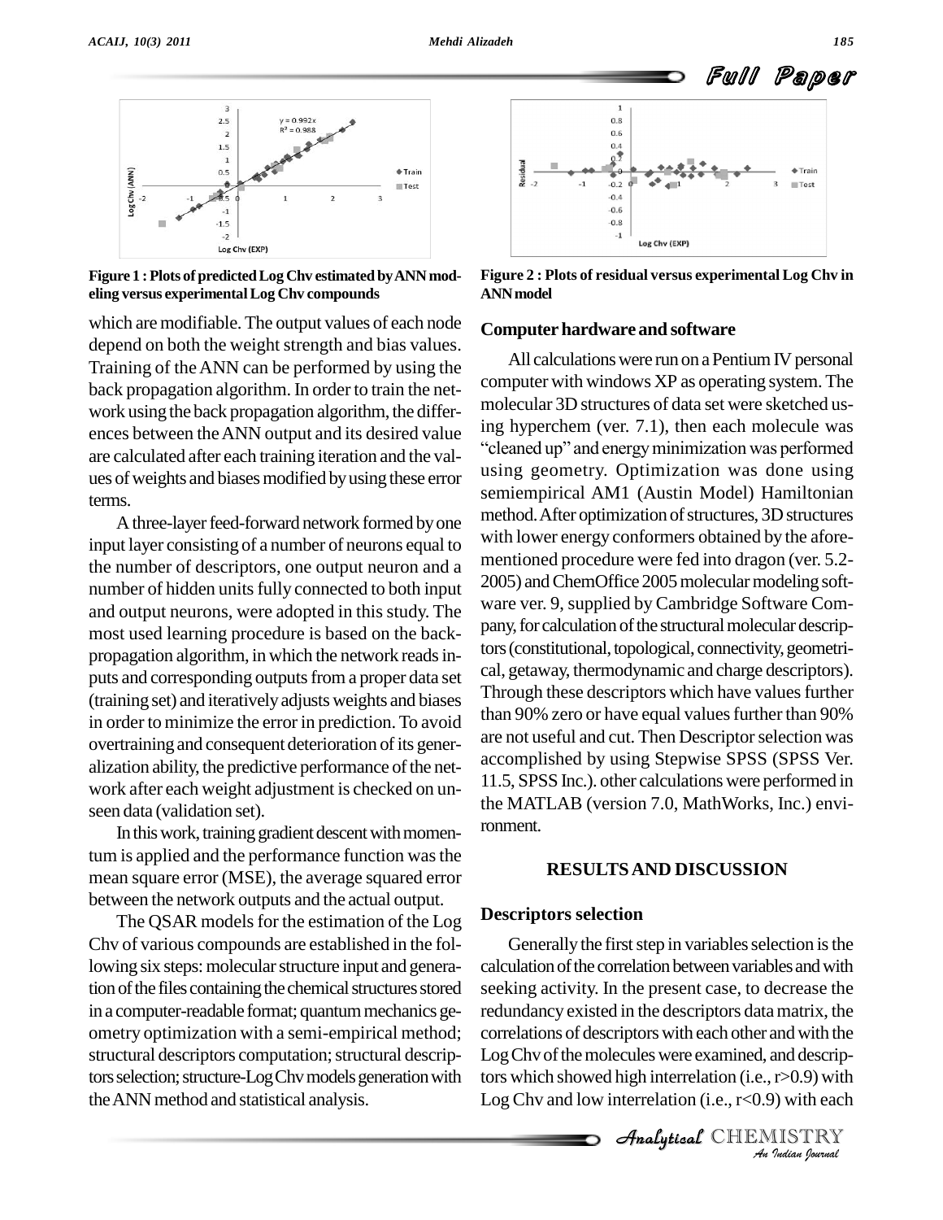Figure 1 : Plots of predicted Log Chv estimated by ANN modeling versus experimental Log Chv compounds

Figure 2 : Plots of residual versus experimental Log Chv in ANN model

which are modifiable. The output values of each node depend on both the weight strength and bias values. Training of the ANN can be performed by using the back propagation algorithm. In order to train the network using the back propagation algorithm, the differences between the ANN output and its desired value are calculated after each training iteration and the values of weights and biases modified by using these error terms.

A three-layer feed-forward network formed by one input layer consisting of a number of neurons equal to the number of descriptors, one output neuron and a number of hidden units fully connected to both input and output neurons, were adopted in this study. The most used learning procedure is based on the back-propagation algorithm, in which the network reads inputs and corresponding outputs from a proper data set (training set) and iteratively adjusts weights and biases in order to minimize the error in prediction. To avoid overtraining and consequent deterioration of its generalization ability, the predictive performance of the network after each weight adjustment is checked on unseen data (validation set).

In this work, training gradient descent with momentum is applied and the performance function was the mean square error (MSE), the average squared error between the network outputs and the actual output.

The QSAR models for the estimation of the Log Chv of various compounds are established in the following six steps: molecular structure input and generation of the files containing the chemical structures stored in a computer-readable format; quantum mechanics geometry optimization with a semi-empirical method; structural descriptors computation; structural descriptors selection; structure-Log Chv models generation with the ANN method and statistical analysis.

### Computer hardware and software

All calculations were run on a Pentium IV personal computer with windows XP as operating system. The molecular 3D structures of data set were sketched using hyperchem (ver. 7.1), then each molecule was "cleaned up" and energy minimization was performed using geometry. Optimization was done using semiempirical AM1 (Austin Model) Hamiltonian method. After optimization of structures, 3D structures with lower energy conformers obtained by the aforementioned procedure were fed into dragon (ver. 5.2-2005) and ChemOffice 2005 molecular modeling software ver. 9, supplied by Cambridge Software Company, for calculation of the structural molecular descriptors (constitutional, topological, connectivity, geometrical, getaway, thermodynamic and charge descriptors). Through these descriptors which have values further than 90% zero or have equal values further than 90% are not useful and cut. Then Descriptor selection was accomplished by using Stepwise SPSS (SPSS Ver. 11.5, SPSS Inc.). other calculations were performed in the MATLAB (version 7.0, MathWorks, Inc.) environment.

## RESULTS AND DISCUSSION

### Descriptors selection

Generally the first step in variables selection is the calculation of the correlation between variables and with seeking activity. In the present case, to decrease the redundancy existed in the descriptors data matrix, the correlations of descriptors with each other and with the Log Chv of the molecules were examined, and descriptors which showed high interrelation (i.e., $r>0.9$) with Log Chv and low interrelation (i.e., $r<0.9$) with each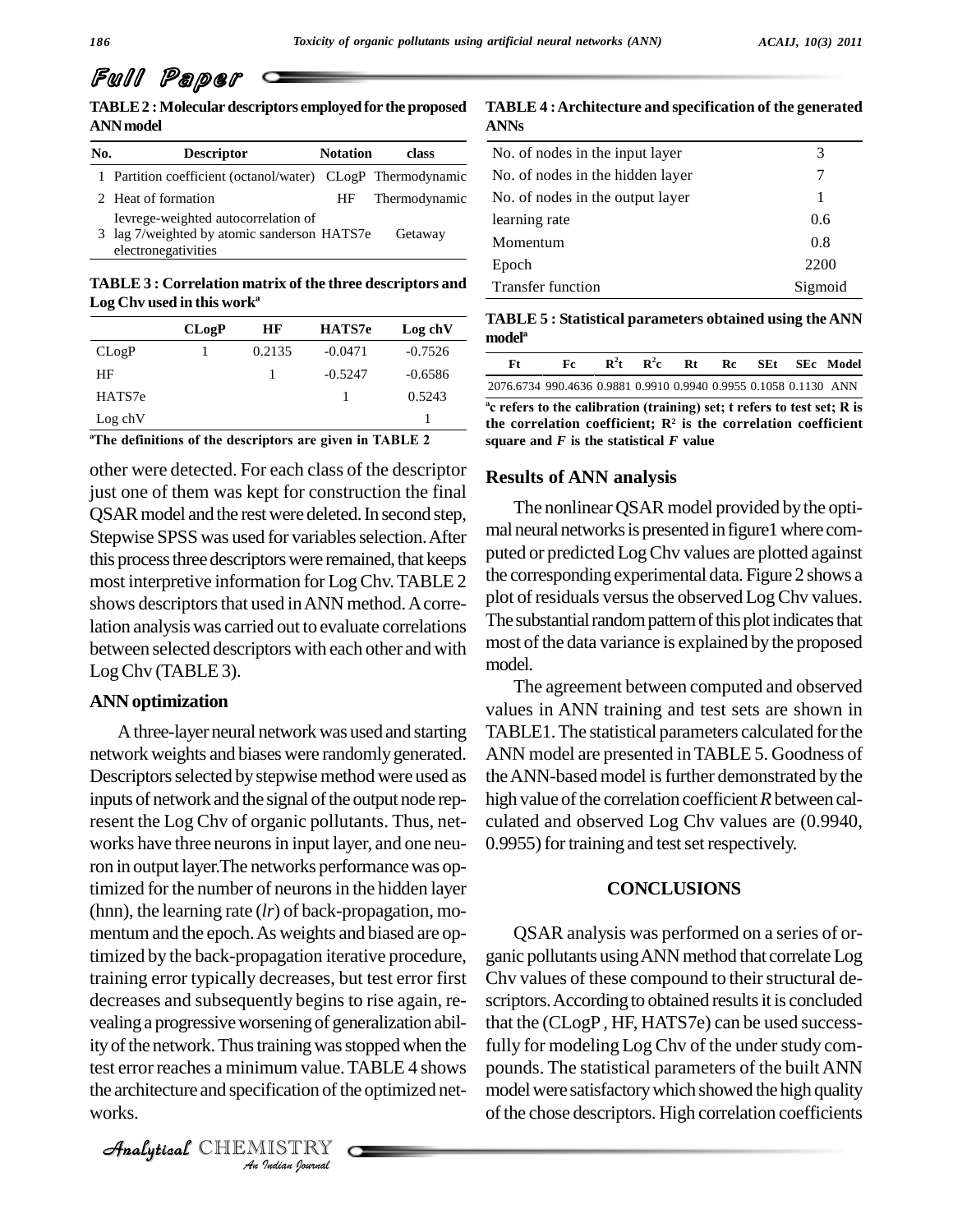**TABLE 2 : Molecular descriptors employed for the proposed ANN model**

| No. | Descriptor | Notation | class |
|---|---|---|---|
| 1 | Partition coefficient (octanol/water) | CLogP | Thermodynamic |
| 2 | Heat of formation | HF | Thermodynamic |
| 3 | Ievrege-weighted autocorrelation of lag 7/weighted by atomic sanderson electronegativities | HATS7e | Getaway |

**TABLE 3 : Correlation matrix of the three descriptors and Log Chv used in this work[a]**

| | CLogP | HF | HATS7e | Log chV |
|---|---|---|---|---|
| CLogP | 1 | 0.2135 | -0.0471 | -0.7526 |
| HF | | 1 | -0.5247 | -0.6586 |
| HATS7e | | | 1 | 0.5243 |
| Log chV | | | | 1 |

[a]The definitions of the descriptors are given in TABLE 2

other were detected. For each class of the descriptor just one of them was kept for construction the final QSAR model and the rest were deleted. In second step, Stepwise SPSS was used for variables selection. After this process three descriptors were remained, that keeps most interpretive information for Log Chv. TABLE 2 shows descriptors that used in ANN method. A correlation analysis was carried out to evaluate correlations between selected descriptors with each other and with Log Chv (TABLE 3).

## ANN optimization

A three-layer neural network was used and starting network weights and biases were randomly generated. Descriptors selected by stepwise method were used as inputs of network and the signal of the output node represent the Log Chv of organic pollutants. Thus, networks have three neurons in input layer, and one neuron in output layer. The networks performance was optimized for the number of neurons in the hidden layer (hnn), the learning rate (*lr*) of back-propagation, momentum and the epoch. As weights and biased are optimized by the back-propagation iterative procedure, training error typically decreases, but test error first decreases and subsequently begins to rise again, revealing a progressive worsening of generalization ability of the network. Thus training was stopped when the test error reaches a minimum value. TABLE 4 shows the architecture and specification of the optimized networks.

**TABLE 4 : Architecture and specification of the generated ANNs**

| | |
|---|---|
| No. of nodes in the input layer | 3 |
| No. of nodes in the hidden layer | 7 |
| No. of nodes in the output layer | 1 |
| learning rate | 0.6 |
| Momentum | 0.8 |
| Epoch | 2200 |
| Transfer function | Sigmoid |

**TABLE 5 : Statistical parameters obtained using the ANN model[a]**

| Ft | Fc | $R^2$t | $R^2$c | Rt | Rc | SEt | SEc | Model |
|---|---|---|---|---|---|---|---|---|
| 2076.6734 | 990.4636 | 0.9881 | 0.9910 | 0.9940 | 0.9955 | 0.1058 | 0.1130 | ANN |

[a]c refers to the calibration (training) set; t refers to test set; R is the correlation coefficient; $R^2$ is the correlation coefficient square and *F* is the statistical *F* value

## Results of ANN analysis

The nonlinear QSAR model provided by the optimal neural networks is presented in figure1 where computed or predicted Log Chv values are plotted against the corresponding experimental data. Figure 2 shows a plot of residuals versus the observed Log Chv values. The substantial random pattern of this plot indicates that most of the data variance is explained by the proposed model.

The agreement between computed and observed values in ANN training and test sets are shown in TABLE1. The statistical parameters calculated for the ANN model are presented in TABLE 5. Goodness of the ANN-based model is further demonstrated by the high value of the correlation coefficient *R* between calculated and observed Log Chv values are (0.9940, 0.9955) for training and test set respectively.

## CONCLUSIONS

QSAR analysis was performed on a series of organic pollutants using ANN method that correlate Log Chv values of these compound to their structural descriptors. According to obtained results it is concluded that the (CLogP , HF, HATS7e) can be used successfully for modeling Log Chv of the under study compounds. The statistical parameters of the built ANN model were satisfactory which showed the high quality of the chose descriptors. High correlation coefficients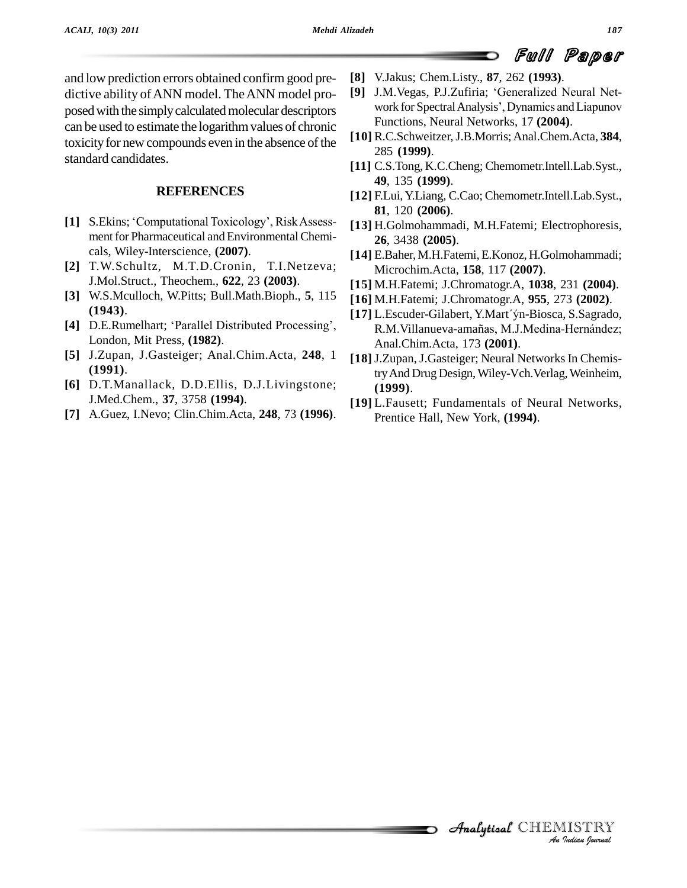and low prediction errors obtained confirm good predictive ability of ANN model. The ANN model proposed with the simply calculated molecular descriptors can be used to estimate the logarithm values of chronic toxicity for new compounds even in the absence of the standard candidates.

## REFERENCES

**[1]** S.Ekins; 'Computational Toxicology', Risk Assessment for Pharmaceutical and Environmental Chemicals, Wiley-Interscience, **(2007)**.

**[2]** T.W.Schultz, M.T.D.Cronin, T.I.Netzeva; J.Mol.Struct., Theochem., **622**, 23 **(2003)**.

**[3]** W.S.Mculloch, W.Pitts; Bull.Math.Bioph., **5**, 115 **(1943)**.

**[4]** D.E.Rumelhart; 'Parallel Distributed Processing', London, Mit Press, **(1982)**.

**[5]** J.Zupan, J.Gasteiger; Anal.Chim.Acta, **248**, 1 **(1991)**.

**[6]** D.T.Manallack, D.D.Ellis, D.J.Livingstone; J.Med.Chem., **37**, 3758 **(1994)**.

**[7]** A.Guez, I.Nevo; Clin.Chim.Acta, **248**, 73 **(1996)**.

**[8]** V.Jakus; Chem.Listy., **87**, 262 **(1993)**.

**[9]** J.M.Vegas, P.J.Zufiria; 'Generalized Neural Network for Spectral Analysis', Dynamics and Liapunov Functions, Neural Networks, 17 **(2004)**.

**[10]** R.C.Schweitzer, J.B.Morris; Anal.Chem.Acta, **384**, 285 **(1999)**.

**[11]** C.S.Tong, K.C.Cheng; Chemometr.Intell.Lab.Syst., **49**, 135 **(1999)**.

**[12]** F.Lui, Y.Liang, C.Cao; Chemometr.Intell.Lab.Syst., **81**, 120 **(2006)**.

**[13]** H.Golmohammadi, M.H.Fatemi; Electrophoresis, **26**, 3438 **(2005)**.

**[14]** E.Baher, M.H.Fatemi, E.Konoz, H.Golmohammadi; Microchim.Acta, **158**, 117 **(2007)**.

**[15]** M.H.Fatemi; J.Chromatogr.A, **1038**, 231 **(2004)**.

**[16]** M.H.Fatemi; J.Chromatogr.A, **955**, 273 **(2002)**.

**[17]** L.Escuder-Gilabert, Y.Mart´ýn-Biosca, S.Sagrado, R.M.Villanueva-amañas, M.J.Medina-Hernández; Anal.Chim.Acta, 173 **(2001)**.

**[18]** J.Zupan, J.Gasteiger; Neural Networks In Chemistry And Drug Design, Wiley-Vch.Verlag, Weinheim, **(1999)**.

**[19]** L.Fausett; Fundamentals of Neural Networks, Prentice Hall, New York, **(1994)**.